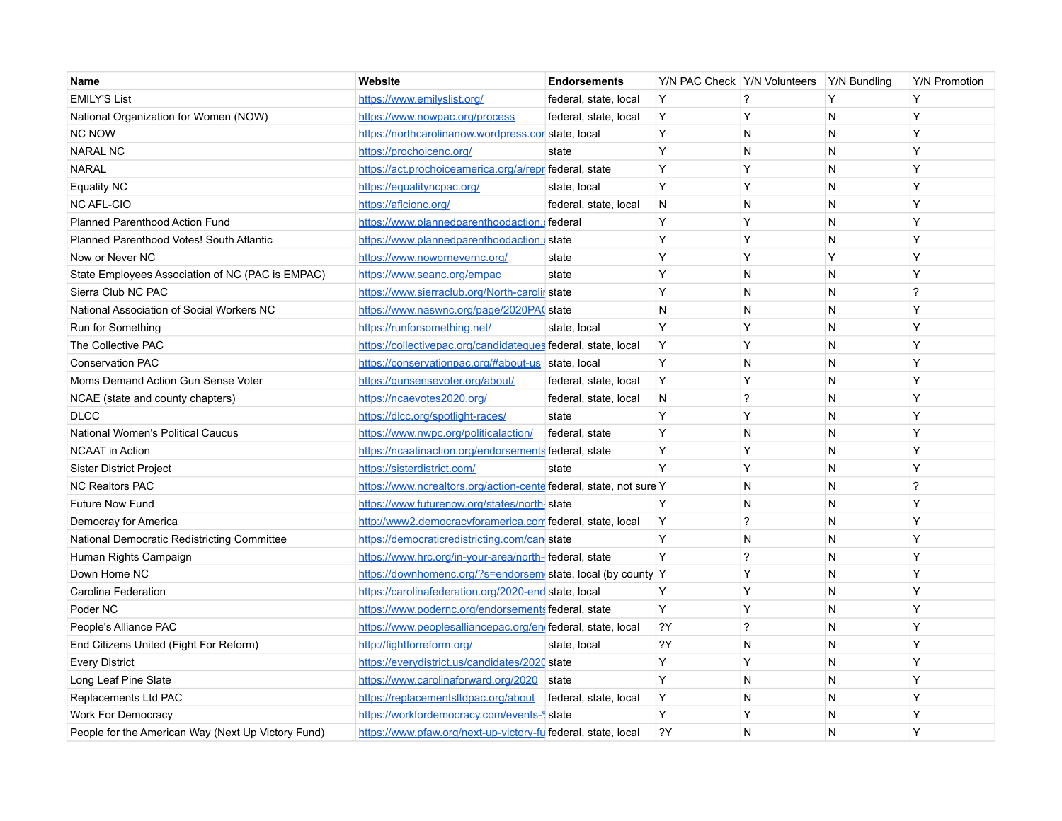| Name | Website | Endorsements | Y/N PAC Check | Y/N Volunteers | Y/N Bundling | Y/N Promotion |
|---|---|---|---|---|---|---|
| EMILY'S List | https://www.emilyslist.org/ | federal, state, local | Y | ? | Y | Y |
| National Organization for Women (NOW) | https://www.nowpac.org/process | federal, state, local | Y | Y | N | Y |
| NC NOW | https://northcarolinanow.wordpress.cor | state, local | Y | N | N | Y |
| NARAL NC | https://prochoicenc.org/ | state | Y | N | N | Y |
| NARAL | https://act.prochoiceamerica.org/a/repr | federal, state | Y | Y | N | Y |
| Equality NC | https://equalityncpac.org/ | state, local | Y | Y | N | Y |
| NC AFL-CIO | https://aflcionc.org/ | federal, state, local | N | N | N | Y |
| Planned Parenthood Action Fund | https://www.plannedparenthoodaction.( | federal | Y | Y | N | Y |
| Planned Parenthood Votes! South Atlantic | https://www.plannedparenthoodaction.( | state | Y | Y | N | Y |
| Now or Never NC | https://www.nowornevernc.org/ | state | Y | Y | Y | Y |
| State Employees Association of NC (PAC is EMPAC) | https://www.seanc.org/empac | state | Y | N | N | Y |
| Sierra Club NC PAC | https://www.sierraclub.org/North-carolir | state | Y | N | N | ? |
| National Association of Social Workers NC | https://www.naswnc.org/page/2020PA( | state | N | N | N | Y |
| Run for Something | https://runforsomething.net/ | state, local | Y | Y | N | Y |
| The Collective PAC | https://collectivepac.org/candidateques | federal, state, local | Y | Y | N | Y |
| Conservation PAC | https://conservationpac.org/#about-us | state, local | Y | N | N | Y |
| Moms Demand Action Gun Sense Voter | https://gunsensevoter.org/about/ | federal, state, local | Y | Y | N | Y |
| NCAE (state and county chapters) | https://ncaevotes2020.org/ | federal, state, local | N | ? | N | Y |
| DLCC | https://dlcc.org/spotlight-races/ | state | Y | Y | N | Y |
| National Women's Political Caucus | https://www.nwpc.org/politicalaction/ | federal, state | Y | N | N | Y |
| NCAAT in Action | https://ncaatinaction.org/endorsements | federal, state | Y | Y | N | Y |
| Sister District Project | https://sisterdistrict.com/ | state | Y | Y | N | Y |
| NC Realtors PAC | https://www.ncrealtors.org/action-cente | federal, state, not sure | Y | N | N | ? |
| Future Now Fund | https://www.futurenow.org/states/north- | state | Y | N | N | Y |
| Democray for America | http://www2.democracyforamerica.com | federal, state, local | Y | ? | N | Y |
| National Democratic Redistricting Committee | https://democraticredistricting.com/can | state | Y | N | N | Y |
| Human Rights Campaign | https://www.hrc.org/in-your-area/north- | federal, state | Y | ? | N | Y |
| Down Home NC | https://downhomenc.org/?s=endorsem | state, local (by county | Y | Y | N | Y |
| Carolina Federation | https://carolinafederation.org/2020-end | state, local | Y | Y | N | Y |
| Poder NC | https://www.podernc.org/endorsements | federal, state | Y | Y | N | Y |
| People's Alliance PAC | https://www.peoplesalliancepac.org/en | federal, state, local | ?Y | ? | N | Y |
| End Citizens United (Fight For Reform) | http://fightforreform.org/ | state, local | ?Y | N | N | Y |
| Every District | https://everydistrict.us/candidates/2020 | state | Y | Y | N | Y |
| Long Leaf Pine Slate | https://www.carolinaforward.org/2020 | state | Y | N | N | Y |
| Replacements Ltd PAC | https://replacementsltdpac.org/about | federal, state, local | Y | N | N | Y |
| Work For Democracy | https://workfordemocracy.com/events-! | state | Y | Y | N | Y |
| People for the American Way (Next Up Victory Fund) | https://www.pfaw.org/next-up-victory-fu | federal, state, local | ?Y | N | N | Y |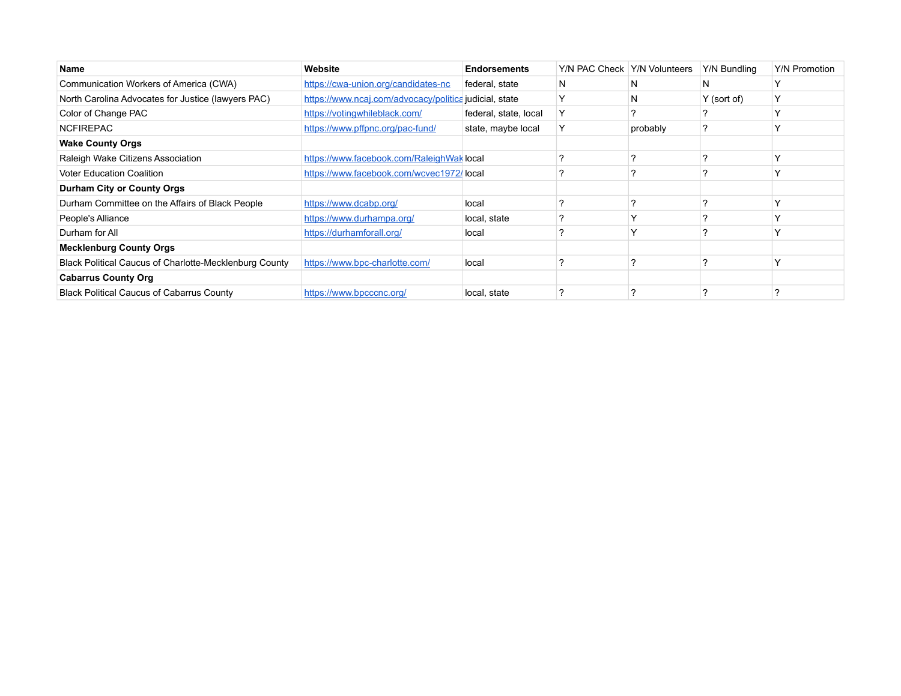| Name | Website | Endorsements | Y/N PAC Check | Y/N Volunteers | Y/N Bundling | Y/N Promotion |
|---|---|---|---|---|---|---|
| Communication Workers of America (CWA) | https://cwa-union.org/candidates-nc | federal, state | N | N | N | Y |
| North Carolina Advocates for Justice (lawyers PAC) | https://www.ncaj.com/advocacy/politica | judicial, state | Y | N | Y (sort of) | Y |
| Color of Change PAC | https://votingwhileblack.com/ | federal, state, local | Y | ? | ? | Y |
| NCFIREPAC | https://www.pffpnc.org/pac-fund/ | state, maybe local | Y | probably | ? | Y |
| **Wake County Orgs** | | | | | | |
| Raleigh Wake Citizens Association | https://www.facebook.com/RaleighWak | local | ? | ? | ? | Y |
| Voter Education Coalition | https://www.facebook.com/wcvec1972/ | local | ? | ? | ? | Y |
| **Durham City or County Orgs** | | | | | | |
| Durham Committee on the Affairs of Black People | https://www.dcabp.org/ | local | ? | ? | ? | Y |
| People's Alliance | https://www.durhampa.org/ | local, state | ? | Y | ? | Y |
| Durham for All | https://durhamforall.org/ | local | ? | Y | ? | Y |
| **Mecklenburg County Orgs** | | | | | | |
| Black Political Caucus of Charlotte-Mecklenburg County | https://www.bpc-charlotte.com/ | local | ? | ? | ? | Y |
| **Cabarrus County Org** | | | | | | |
| Black Political Caucus of Cabarrus County | https://www.bpcccnc.org/ | local, state | ? | ? | ? | ? |